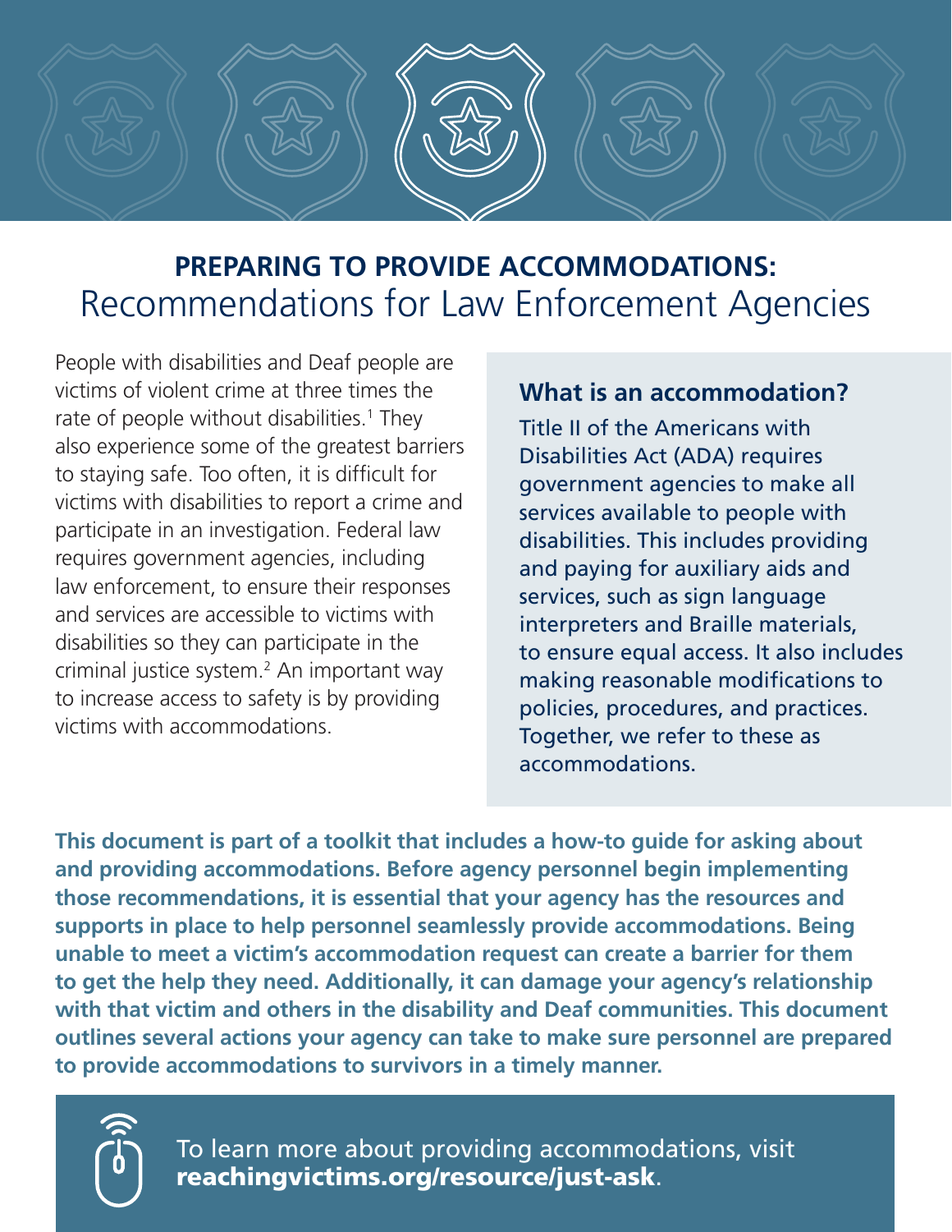# PREPARING TO PROVIDE ACCOMMODATIONS: Recommendations for Law Enforcement Agencies

People with disabilities and Deaf people are victims of violent crime at three times the rate of people without disabilities.[1] They also experience some of the greatest barriers to staying safe. Too often, it is difficult for victims with disabilities to report a crime and participate in an investigation. Federal law requires government agencies, including law enforcement, to ensure their responses and services are accessible to victims with disabilities so they can participate in the criminal justice system.[2] An important way to increase access to safety is by providing victims with accommodations.

## What is an accommodation?

Title II of the Americans with Disabilities Act (ADA) requires government agencies to make all services available to people with disabilities. This includes providing and paying for auxiliary aids and services, such as sign language interpreters and Braille materials, to ensure equal access. It also includes making reasonable modifications to policies, procedures, and practices. Together, we refer to these as accommodations.

**This document is part of a toolkit that includes a how-to guide for asking about and providing accommodations. Before agency personnel begin implementing those recommendations, it is essential that your agency has the resources and supports in place to help personnel seamlessly provide accommodations. Being unable to meet a victim's accommodation request can create a barrier for them to get the help they need. Additionally, it can damage your agency's relationship with that victim and others in the disability and Deaf communities. This document outlines several actions your agency can take to make sure personnel are prepared to provide accommodations to survivors in a timely manner.**

To learn more about providing accommodations, visit **reachingvictims.org/resource/just-ask**.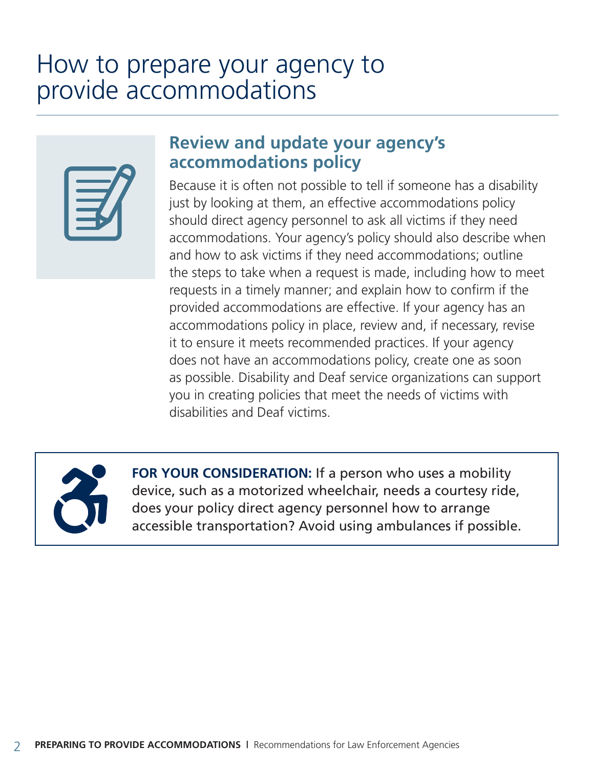# How to prepare your agency to provide accommodations

## Review and update your agency's accommodations policy

Because it is often not possible to tell if someone has a disability just by looking at them, an effective accommodations policy should direct agency personnel to ask all victims if they need accommodations. Your agency's policy should also describe when and how to ask victims if they need accommodations; outline the steps to take when a request is made, including how to meet requests in a timely manner; and explain how to confirm if the provided accommodations are effective. If your agency has an accommodations policy in place, review and, if necessary, revise it to ensure it meets recommended practices. If your agency does not have an accommodations policy, create one as soon as possible. Disability and Deaf service organizations can support you in creating policies that meet the needs of victims with disabilities and Deaf victims.

**FOR YOUR CONSIDERATION:** If a person who uses a mobility device, such as a motorized wheelchair, needs a courtesy ride, does your policy direct agency personnel how to arrange accessible transportation? Avoid using ambulances if possible.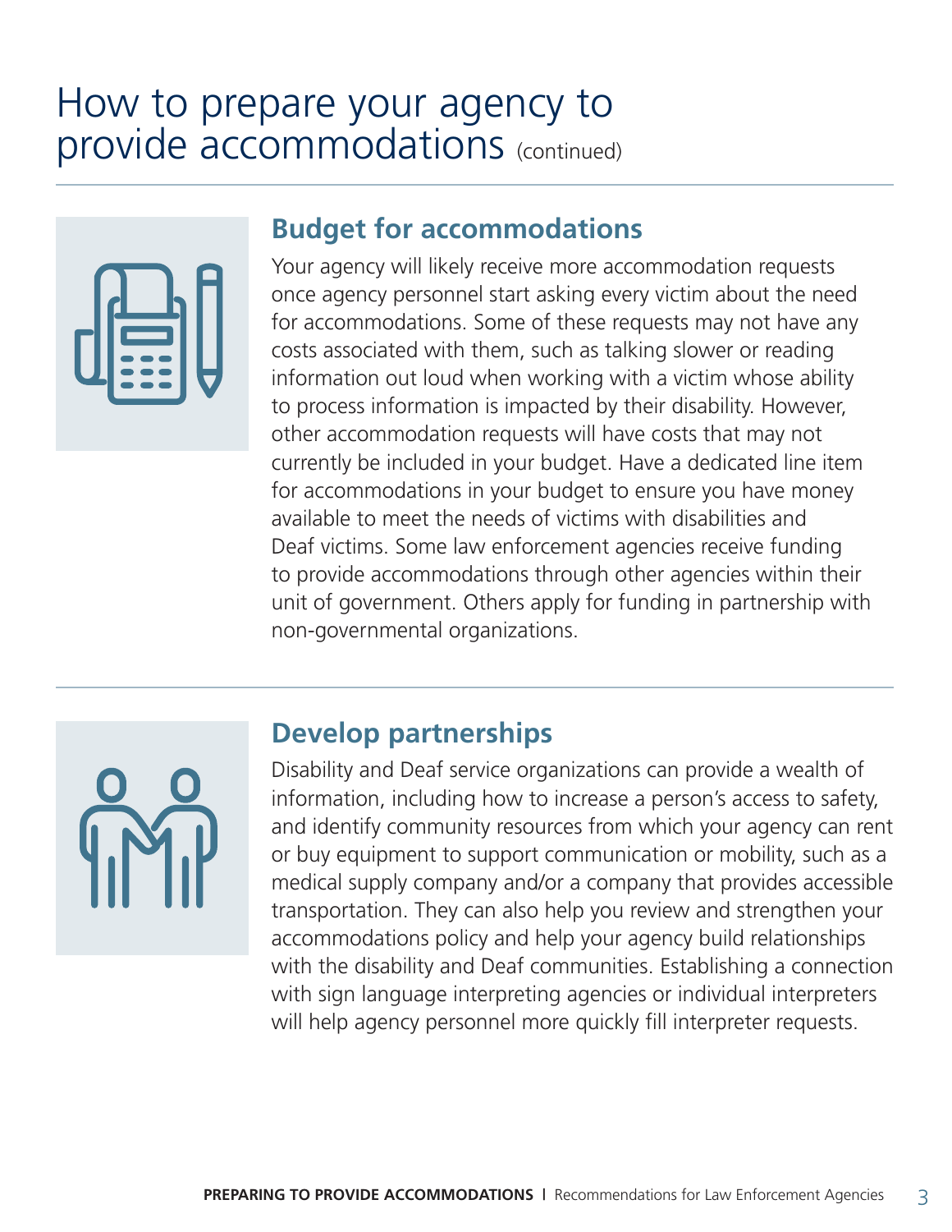# How to prepare your agency to provide accommodations (continued)

## Budget for accommodations

Your agency will likely receive more accommodation requests once agency personnel start asking every victim about the need for accommodations. Some of these requests may not have any costs associated with them, such as talking slower or reading information out loud when working with a victim whose ability to process information is impacted by their disability. However, other accommodation requests will have costs that may not currently be included in your budget. Have a dedicated line item for accommodations in your budget to ensure you have money available to meet the needs of victims with disabilities and Deaf victims. Some law enforcement agencies receive funding to provide accommodations through other agencies within their unit of government. Others apply for funding in partnership with non-governmental organizations.

## Develop partnerships

Disability and Deaf service organizations can provide a wealth of information, including how to increase a person's access to safety, and identify community resources from which your agency can rent or buy equipment to support communication or mobility, such as a medical supply company and/or a company that provides accessible transportation. They can also help you review and strengthen your accommodations policy and help your agency build relationships with the disability and Deaf communities. Establishing a connection with sign language interpreting agencies or individual interpreters will help agency personnel more quickly fill interpreter requests.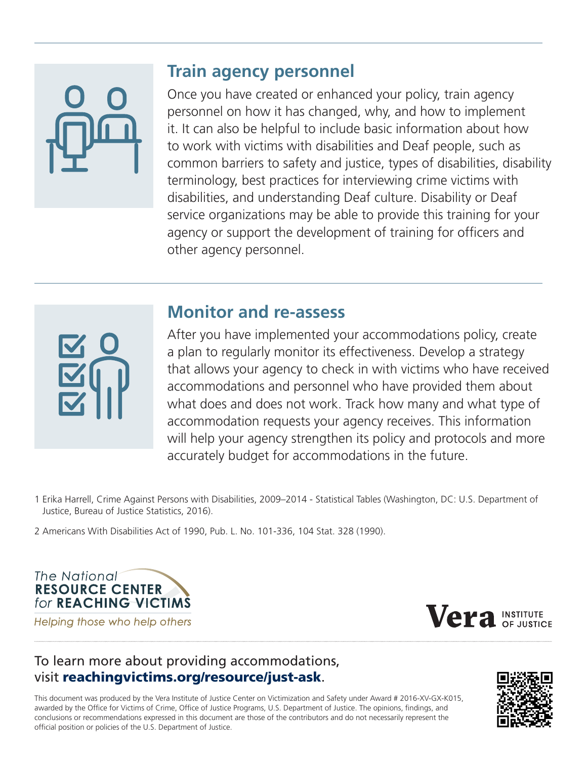## Train agency personnel

Once you have created or enhanced your policy, train agency personnel on how it has changed, why, and how to implement it. It can also be helpful to include basic information about how to work with victims with disabilities and Deaf people, such as common barriers to safety and justice, types of disabilities, disability terminology, best practices for interviewing crime victims with disabilities, and understanding Deaf culture. Disability or Deaf service organizations may be able to provide this training for your agency or support the development of training for officers and other agency personnel.

## Monitor and re-assess

After you have implemented your accommodations policy, create a plan to regularly monitor its effectiveness. Develop a strategy that allows your agency to check in with victims who have received accommodations and personnel who have provided them about what does and does not work. Track how many and what type of accommodation requests your agency receives. This information will help your agency strengthen its policy and protocols and more accurately budget for accommodations in the future.

1 Erika Harrell, Crime Against Persons with Disabilities, 2009–2014 - Statistical Tables (Washington, DC: U.S. Department of Justice, Bureau of Justice Statistics, 2016).

2 Americans With Disabilities Act of 1990, Pub. L. No. 101-336, 104 Stat. 328 (1990).

*The National* **RESOURCE CENTER** *for* **REACHING VICTIMS**

*Helping those who help others*

**Vera** INSTITUTE OF JUSTICE

To learn more about providing accommodations, visit **reachingvictims.org/resource/just-ask**.

This document was produced by the Vera Institute of Justice Center on Victimization and Safety under Award # 2016-XV-GX-K015, awarded by the Office for Victims of Crime, Office of Justice Programs, U.S. Department of Justice. The opinions, findings, and conclusions or recommendations expressed in this document are those of the contributors and do not necessarily represent the official position or policies of the U.S. Department of Justice.